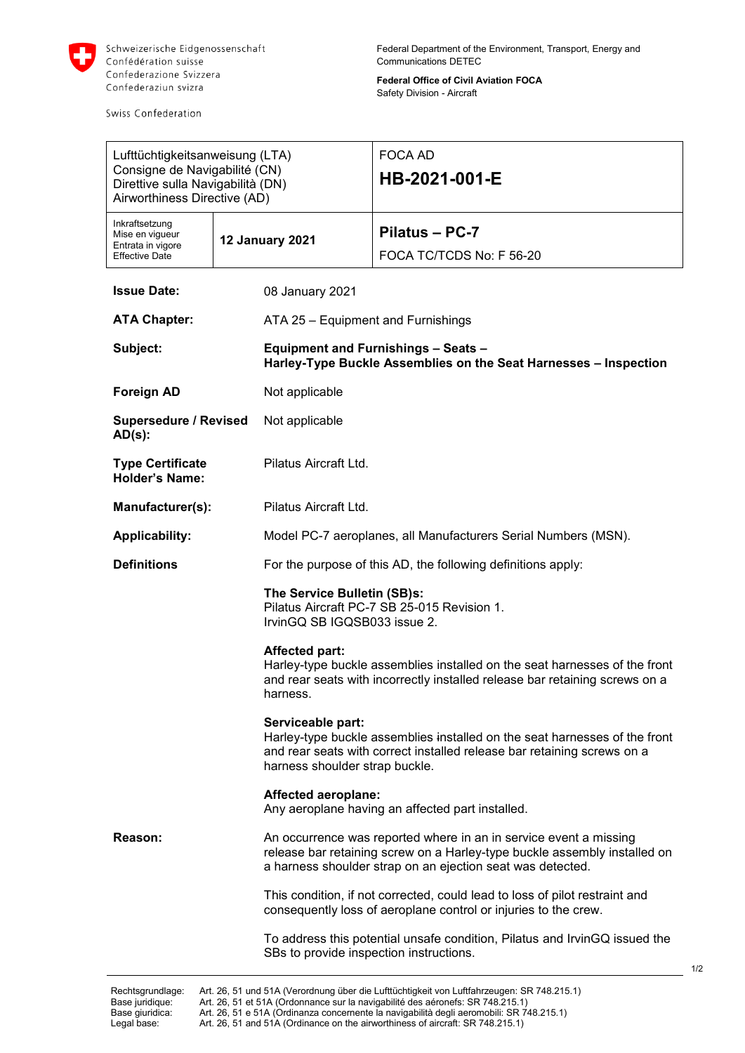Schweizerische Eidgenossenschaft
Confédération suisse
Confederazione Svizzera
Confederaziun svizra

Swiss Confederation

Federal Department of the Environment, Transport, Energy and Communications DETEC

**Federal Office of Civil Aviation FOCA**
Safety Division - Aircraft

| Lufttüchtigkeitsanweisung (LTA)<br>Consigne de Navigabilité (CN)<br>Direttive sulla Navigabilità (DN)<br>Airworthiness Directive (AD) | | FOCA AD<br>**HB-2021-001-E** |
|---|---|---|
| Inkraftsetzung<br>Mise en vigueur<br>Entrata in vigore<br>Effective Date | **12 January 2021** | **Pilatus – PC-7**<br>FOCA TC/TCDS No: F 56-20 |

**Issue Date:** 08 January 2021

**ATA Chapter:** ATA 25 – Equipment and Furnishings

**Subject:** **Equipment and Furnishings – Seats – Harley-Type Buckle Assemblies on the Seat Harnesses – Inspection**

**Foreign AD** Not applicable

**Supersedure / Revised AD(s):** Not applicable

**Type Certificate Holder's Name:** Pilatus Aircraft Ltd.

**Manufacturer(s):** Pilatus Aircraft Ltd.

**Applicability:** Model PC-7 aeroplanes, all Manufacturers Serial Numbers (MSN).

**Definitions**

For the purpose of this AD, the following definitions apply:

**The Service Bulletin (SB)s:**
Pilatus Aircraft PC-7 SB 25-015 Revision 1.
IrvinGQ SB IGQSB033 issue 2.

**Affected part:**
Harley-type buckle assemblies installed on the seat harnesses of the front and rear seats with incorrectly installed release bar retaining screws on a harness.

**Serviceable part:**
Harley-type buckle assemblies installed on the seat harnesses of the front and rear seats with correct installed release bar retaining screws on a harness shoulder strap buckle.

**Affected aeroplane:**
Any aeroplane having an affected part installed.

**Reason:**

An occurrence was reported where in an in service event a missing release bar retaining screw on a Harley-type buckle assembly installed on a harness shoulder strap on an ejection seat was detected.

This condition, if not corrected, could lead to loss of pilot restraint and consequently loss of aeroplane control or injuries to the crew.

To address this potential unsafe condition, Pilatus and IrvinGQ issued the SBs to provide inspection instructions.

Rechtsgrundlage: Art. 26, 51 und 51A (Verordnung über die Lufttüchtigkeit von Luftfahrzeugen: SR 748.215.1)
Base juridique: Art. 26, 51 et 51A (Ordonnance sur la navigabilité des aéronefs: SR 748.215.1)
Base giuridica: Art. 26, 51 e 51A (Ordinanza concernente la navigabilità degli aeromobili: SR 748.215.1)
Legal base: Art. 26, 51 and 51A (Ordinance on the airworthiness of aircraft: SR 748.215.1)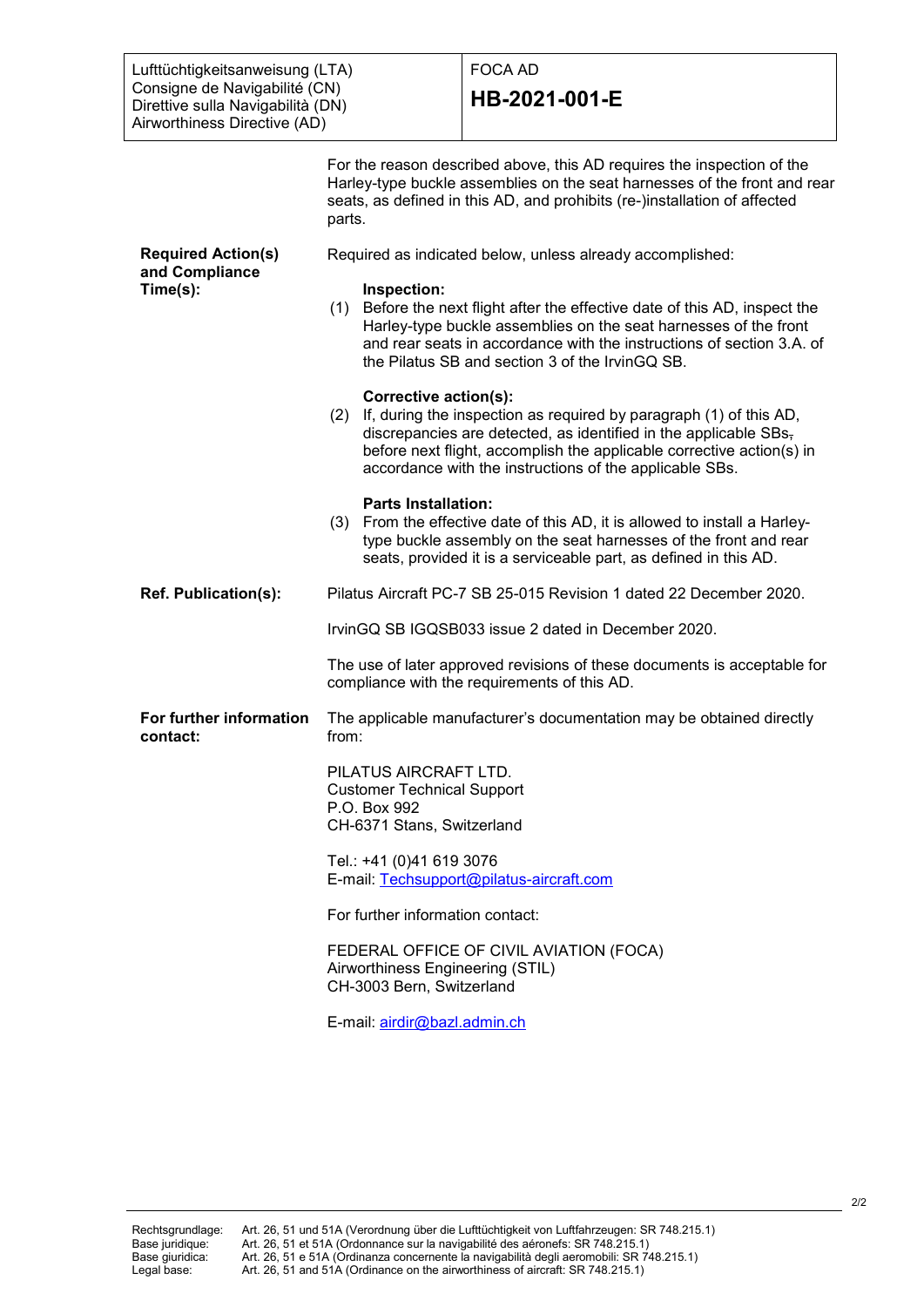| Lufttüchtigkeitsanweisung (LTA)<br>Consigne de Navigabilité (CN)<br>Direttive sulla Navigabilità (DN)<br>Airworthiness Directive (AD) | FOCA AD<br>**HB-2021-001-E** |
|---|---|

For the reason described above, this AD requires the inspection of the Harley-type buckle assemblies on the seat harnesses of the front and rear seats, as defined in this AD, and prohibits (re-)installation of affected parts.

**Required Action(s) and Compliance Time(s):**

Required as indicated below, unless already accomplished:

**Inspection:**

(1) Before the next flight after the effective date of this AD, inspect the Harley-type buckle assemblies on the seat harnesses of the front and rear seats in accordance with the instructions of section 3.A. of the Pilatus SB and section 3 of the IrvinGQ SB.

**Corrective action(s):**

(2) If, during the inspection as required by paragraph (1) of this AD, discrepancies are detected, as identified in the applicable SBs, before next flight, accomplish the applicable corrective action(s) in accordance with the instructions of the applicable SBs.

**Parts Installation:**

(3) From the effective date of this AD, it is allowed to install a Harley-type buckle assembly on the seat harnesses of the front and rear seats, provided it is a serviceable part, as defined in this AD.

**Ref. Publication(s):**

Pilatus Aircraft PC-7 SB 25-015 Revision 1 dated 22 December 2020.

IrvinGQ SB IGQSB033 issue 2 dated in December 2020.

The use of later approved revisions of these documents is acceptable for compliance with the requirements of this AD.

**For further information contact:**

The applicable manufacturer's documentation may be obtained directly from:

PILATUS AIRCRAFT LTD.
Customer Technical Support
P.O. Box 992
CH-6371 Stans, Switzerland

Tel.: +41 (0)41 619 3076
E-mail: Techsupport@pilatus-aircraft.com

For further information contact:

FEDERAL OFFICE OF CIVIL AVIATION (FOCA)
Airworthiness Engineering (STIL)
CH-3003 Bern, Switzerland

E-mail: airdir@bazl.admin.ch

Rechtsgrundlage: Art. 26, 51 und 51A (Verordnung über die Lufttüchtigkeit von Luftfahrzeugen: SR 748.215.1)
Base juridique: Art. 26, 51 et 51A (Ordonnance sur la navigabilité des aéronefs: SR 748.215.1)
Base giuridica: Art. 26, 51 e 51A (Ordinanza concernente la navigabilità degli aeromobili: SR 748.215.1)
Legal base: Art. 26, 51 and 51A (Ordinance on the airworthiness of aircraft: SR 748.215.1)